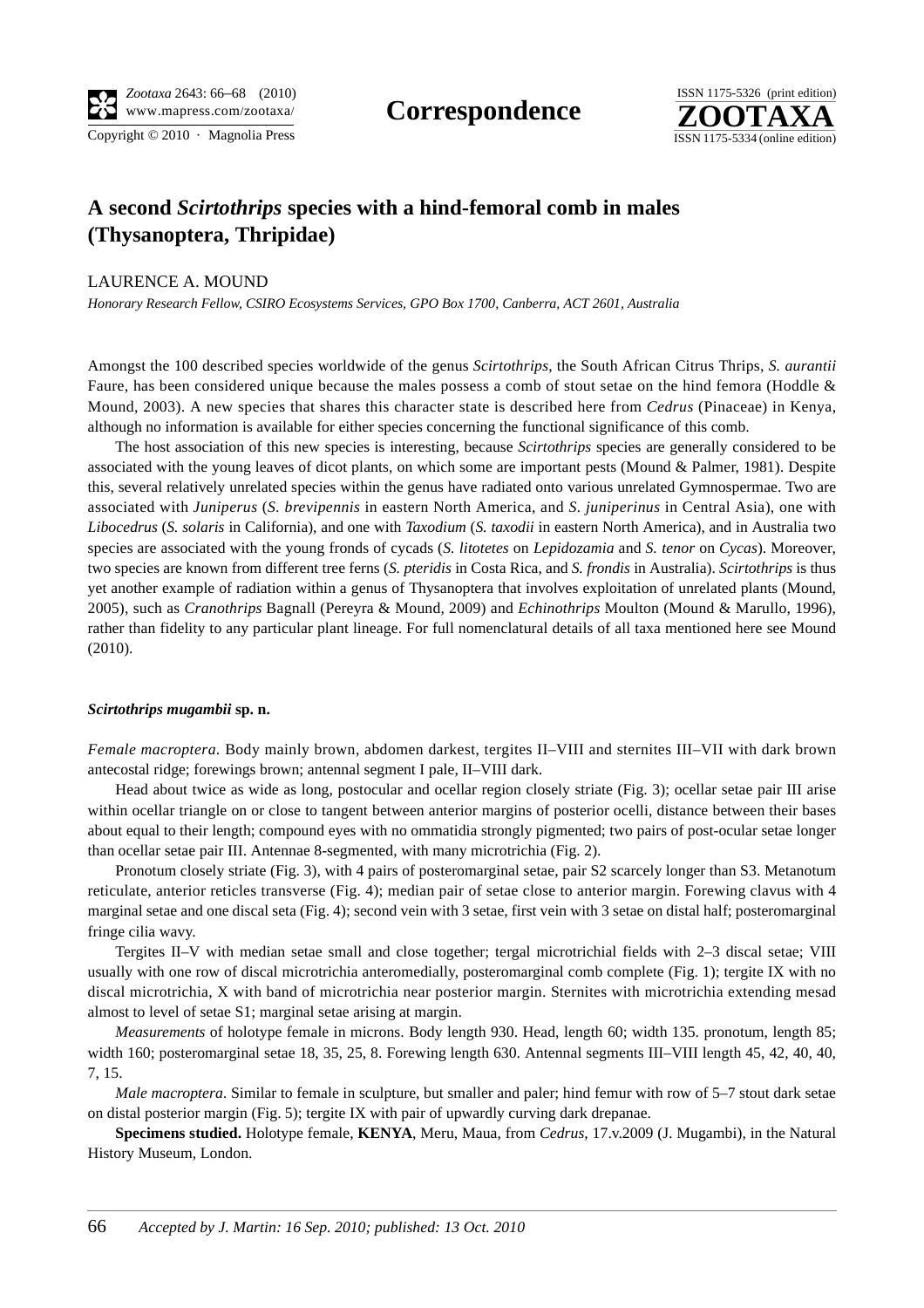# A second *Scirtothrips* species with a hind-femoral comb in males (Thysanoptera, Thripidae)

LAURENCE A. MOUND

*Honorary Research Fellow, CSIRO Ecosystems Services, GPO Box 1700, Canberra, ACT 2601, Australia*

Amongst the 100 described species worldwide of the genus *Scirtothrips*, the South African Citrus Thrips, *S. aurantii* Faure, has been considered unique because the males possess a comb of stout setae on the hind femora (Hoddle & Mound, 2003). A new species that shares this character state is described here from *Cedrus* (Pinaceae) in Kenya, although no information is available for either species concerning the functional significance of this comb.

The host association of this new species is interesting, because *Scirtothrips* species are generally considered to be associated with the young leaves of dicot plants, on which some are important pests (Mound & Palmer, 1981). Despite this, several relatively unrelated species within the genus have radiated onto various unrelated Gymnospermae. Two are associated with *Juniperus* (*S. brevipennis* in eastern North America, and *S. juniperinus* in Central Asia), one with *Libocedrus* (*S. solaris* in California), and one with *Taxodium* (*S. taxodii* in eastern North America), and in Australia two species are associated with the young fronds of cycads (*S. litotetes* on *Lepidozamia* and *S. tenor* on *Cycas*). Moreover, two species are known from different tree ferns (*S. pteridis* in Costa Rica, and *S. frondis* in Australia). *Scirtothrips* is thus yet another example of radiation within a genus of Thysanoptera that involves exploitation of unrelated plants (Mound, 2005), such as *Cranothrips* Bagnall (Pereyra & Mound, 2009) and *Echinothrips* Moulton (Mound & Marullo, 1996), rather than fidelity to any particular plant lineage. For full nomenclatural details of all taxa mentioned here see Mound (2010).

***Scirtothrips mugambii* sp. n.**

*Female macroptera*. Body mainly brown, abdomen darkest, tergites II–VIII and sternites III–VII with dark brown antecostal ridge; forewings brown; antennal segment I pale, II–VIII dark.

Head about twice as wide as long, postocular and ocellar region closely striate (Fig. 3); ocellar setae pair III arise within ocellar triangle on or close to tangent between anterior margins of posterior ocelli, distance between their bases about equal to their length; compound eyes with no ommatidia strongly pigmented; two pairs of post-ocular setae longer than ocellar setae pair III. Antennae 8-segmented, with many microtrichia (Fig. 2).

Pronotum closely striate (Fig. 3), with 4 pairs of posteromarginal setae, pair S2 scarcely longer than S3. Metanotum reticulate, anterior reticles transverse (Fig. 4); median pair of setae close to anterior margin. Forewing clavus with 4 marginal setae and one discal seta (Fig. 4); second vein with 3 setae, first vein with 3 setae on distal half; posteromarginal fringe cilia wavy.

Tergites II–V with median setae small and close together; tergal microtrichial fields with 2–3 discal setae; VIII usually with one row of discal microtrichia anteromedially, posteromarginal comb complete (Fig. 1); tergite IX with no discal microtrichia, X with band of microtrichia near posterior margin. Sternites with microtrichia extending mesad almost to level of setae S1; marginal setae arising at margin.

*Measurements* of holotype female in microns. Body length 930. Head, length 60; width 135. pronotum, length 85; width 160; posteromarginal setae 18, 35, 25, 8. Forewing length 630. Antennal segments III–VIII length 45, 42, 40, 40, 7, 15.

*Male macroptera*. Similar to female in sculpture, but smaller and paler; hind femur with row of 5–7 stout dark setae on distal posterior margin (Fig. 5); tergite IX with pair of upwardly curving dark drepanae.

**Specimens studied.** Holotype female, **KENYA**, Meru, Maua, from *Cedrus*, 17.v.2009 (J. Mugambi), in the Natural History Museum, London.

*Accepted by J. Martin: 16 Sep. 2010; published: 13 Oct. 2010*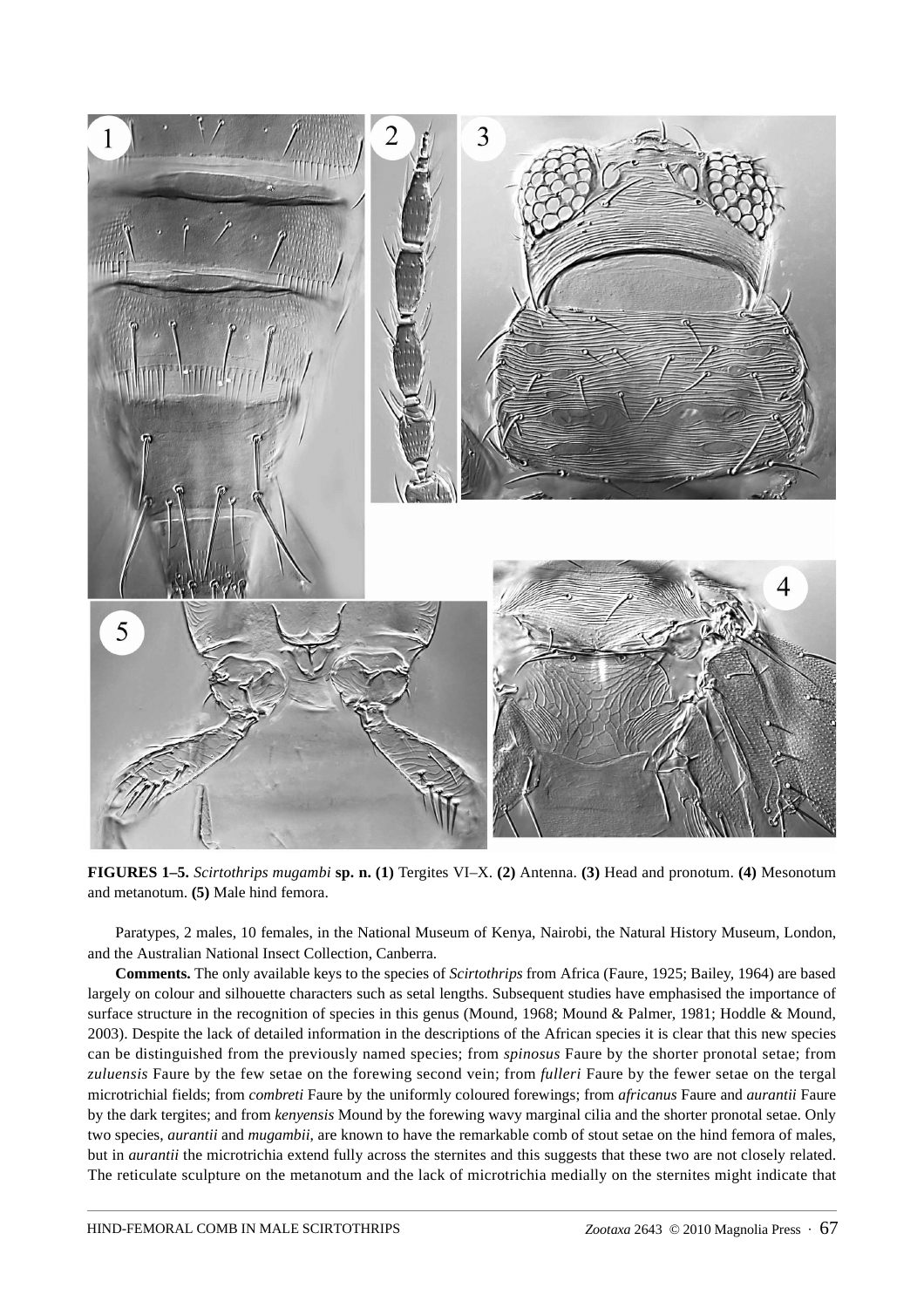**FIGURES 1–5.** *Scirtothrips mugambi* **sp. n. (1)** Tergites VI–X. **(2)** Antenna. **(3)** Head and pronotum. **(4)** Mesonotum and metanotum. **(5)** Male hind femora.

Paratypes, 2 males, 10 females, in the National Museum of Kenya, Nairobi, the Natural History Museum, London, and the Australian National Insect Collection, Canberra.

**Comments.** The only available keys to the species of *Scirtothrips* from Africa (Faure, 1925; Bailey, 1964) are based largely on colour and silhouette characters such as setal lengths. Subsequent studies have emphasised the importance of surface structure in the recognition of species in this genus (Mound, 1968; Mound & Palmer, 1981; Hoddle & Mound, 2003). Despite the lack of detailed information in the descriptions of the African species it is clear that this new species can be distinguished from the previously named species; from *spinosus* Faure by the shorter pronotal setae; from *zuluensis* Faure by the few setae on the forewing second vein; from *fulleri* Faure by the fewer setae on the tergal microtrichial fields; from *combreti* Faure by the uniformly coloured forewings; from *africanus* Faure and *aurantii* Faure by the dark tergites; and from *kenyensis* Mound by the forewing wavy marginal cilia and the shorter pronotal setae. Only two species, *aurantii* and *mugambii*, are known to have the remarkable comb of stout setae on the hind femora of males, but in *aurantii* the microtrichia extend fully across the sternites and this suggests that these two are not closely related. The reticulate sculpture on the metanotum and the lack of microtrichia medially on the sternites might indicate that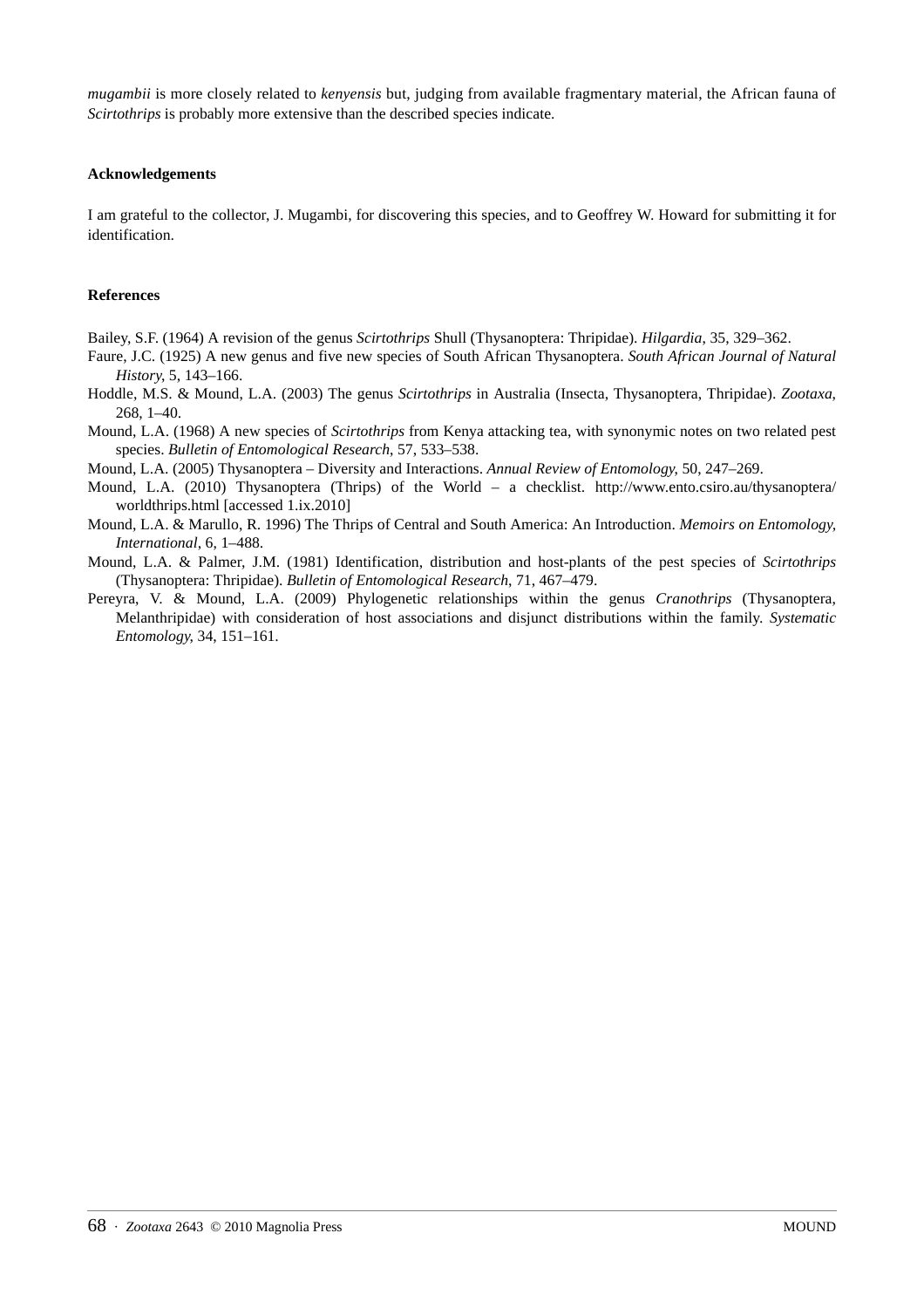*mugambii* is more closely related to *kenyensis* but, judging from available fragmentary material, the African fauna of *Scirtothrips* is probably more extensive than the described species indicate.

**Acknowledgements**

I am grateful to the collector, J. Mugambi, for discovering this species, and to Geoffrey W. Howard for submitting it for identification.

**References**

Bailey, S.F. (1964) A revision of the genus *Scirtothrips* Shull (Thysanoptera: Thripidae). *Hilgardia*, 35, 329–362.

Faure, J.C. (1925) A new genus and five new species of South African Thysanoptera. *South African Journal of Natural History*, 5, 143–166.

Hoddle, M.S. & Mound, L.A. (2003) The genus *Scirtothrips* in Australia (Insecta, Thysanoptera, Thripidae). *Zootaxa*, 268, 1–40.

Mound, L.A. (1968) A new species of *Scirtothrips* from Kenya attacking tea, with synonymic notes on two related pest species. *Bulletin of Entomological Research*, 57, 533–538.

Mound, L.A. (2005) Thysanoptera – Diversity and Interactions. *Annual Review of Entomology*, 50, 247–269.

Mound, L.A. (2010) Thysanoptera (Thrips) of the World – a checklist. http://www.ento.csiro.au/thysanoptera/worldthrips.html [accessed 1.ix.2010]

Mound, L.A. & Marullo, R. 1996) The Thrips of Central and South America: An Introduction. *Memoirs on Entomology, International*, 6, 1–488.

Mound, L.A. & Palmer, J.M. (1981) Identification, distribution and host-plants of the pest species of *Scirtothrips* (Thysanoptera: Thripidae). *Bulletin of Entomological Research*, 71, 467–479.

Pereyra, V. & Mound, L.A. (2009) Phylogenetic relationships within the genus *Cranothrips* (Thysanoptera, Melanthripidae) with consideration of host associations and disjunct distributions within the family. *Systematic Entomology*, 34, 151–161.